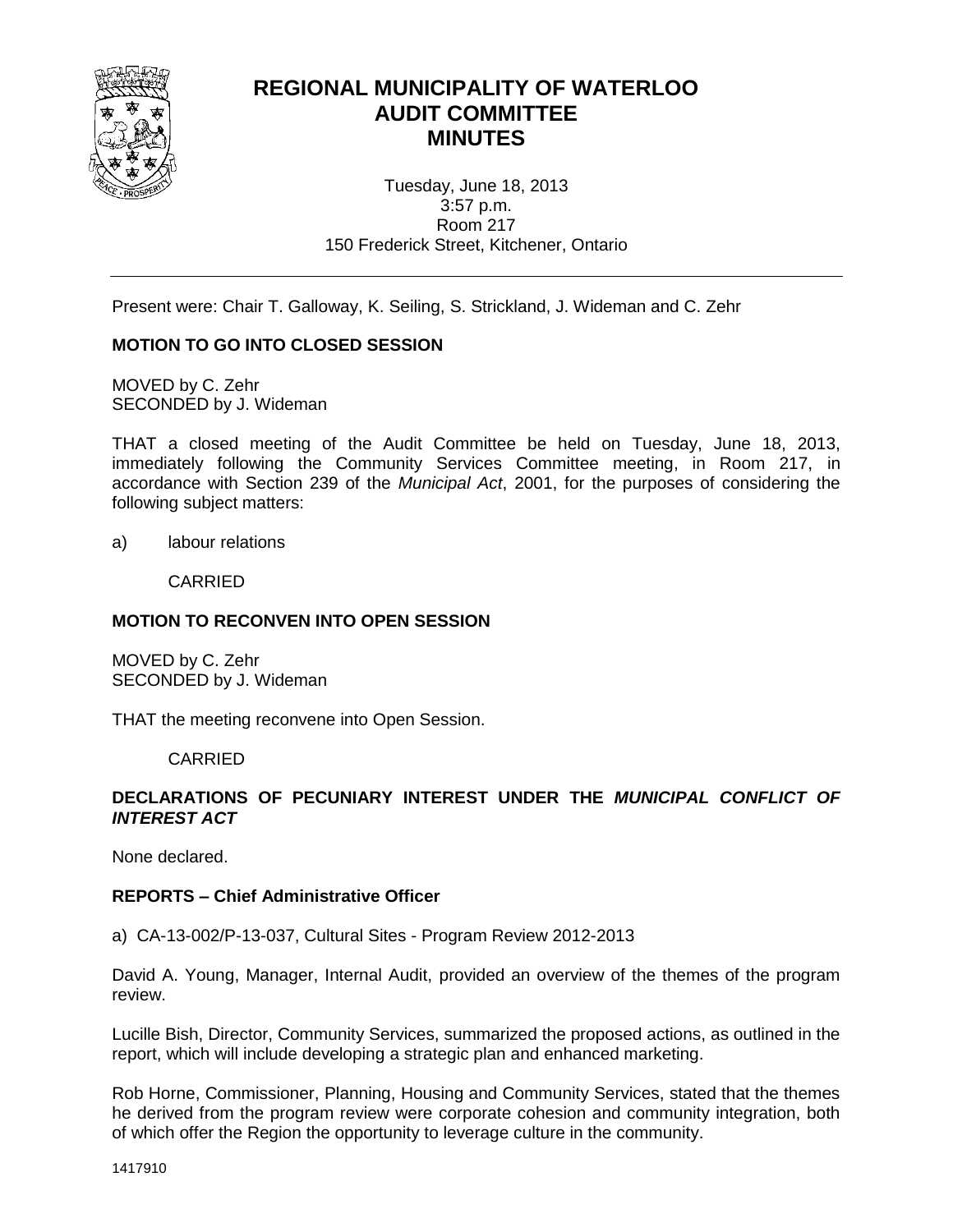# REGIONAL MUNICIPALITY OF WATERLOO
# AUDIT COMMITTEE
# MINUTES

Tuesday, June 18, 2013
3:57 p.m.
Room 217
150 Frederick Street, Kitchener, Ontario

---

Present were: Chair T. Galloway, K. Seiling, S. Strickland, J. Wideman and C. Zehr

**MOTION TO GO INTO CLOSED SESSION**

MOVED by C. Zehr
SECONDED by J. Wideman

THAT a closed meeting of the Audit Committee be held on Tuesday, June 18, 2013, immediately following the Community Services Committee meeting, in Room 217, in accordance with Section 239 of the *Municipal Act*, 2001, for the purposes of considering the following subject matters:

a) labour relations

CARRIED

**MOTION TO RECONVEN INTO OPEN SESSION**

MOVED by C. Zehr
SECONDED by J. Wideman

THAT the meeting reconvene into Open Session.

CARRIED

**DECLARATIONS OF PECUNIARY INTEREST UNDER THE *MUNICIPAL CONFLICT OF INTEREST ACT***

None declared.

**REPORTS – Chief Administrative Officer**

a) CA-13-002/P-13-037, Cultural Sites - Program Review 2012-2013

David A. Young, Manager, Internal Audit, provided an overview of the themes of the program review.

Lucille Bish, Director, Community Services, summarized the proposed actions, as outlined in the report, which will include developing a strategic plan and enhanced marketing.

Rob Horne, Commissioner, Planning, Housing and Community Services, stated that the themes he derived from the program review were corporate cohesion and community integration, both of which offer the Region the opportunity to leverage culture in the community.

1417910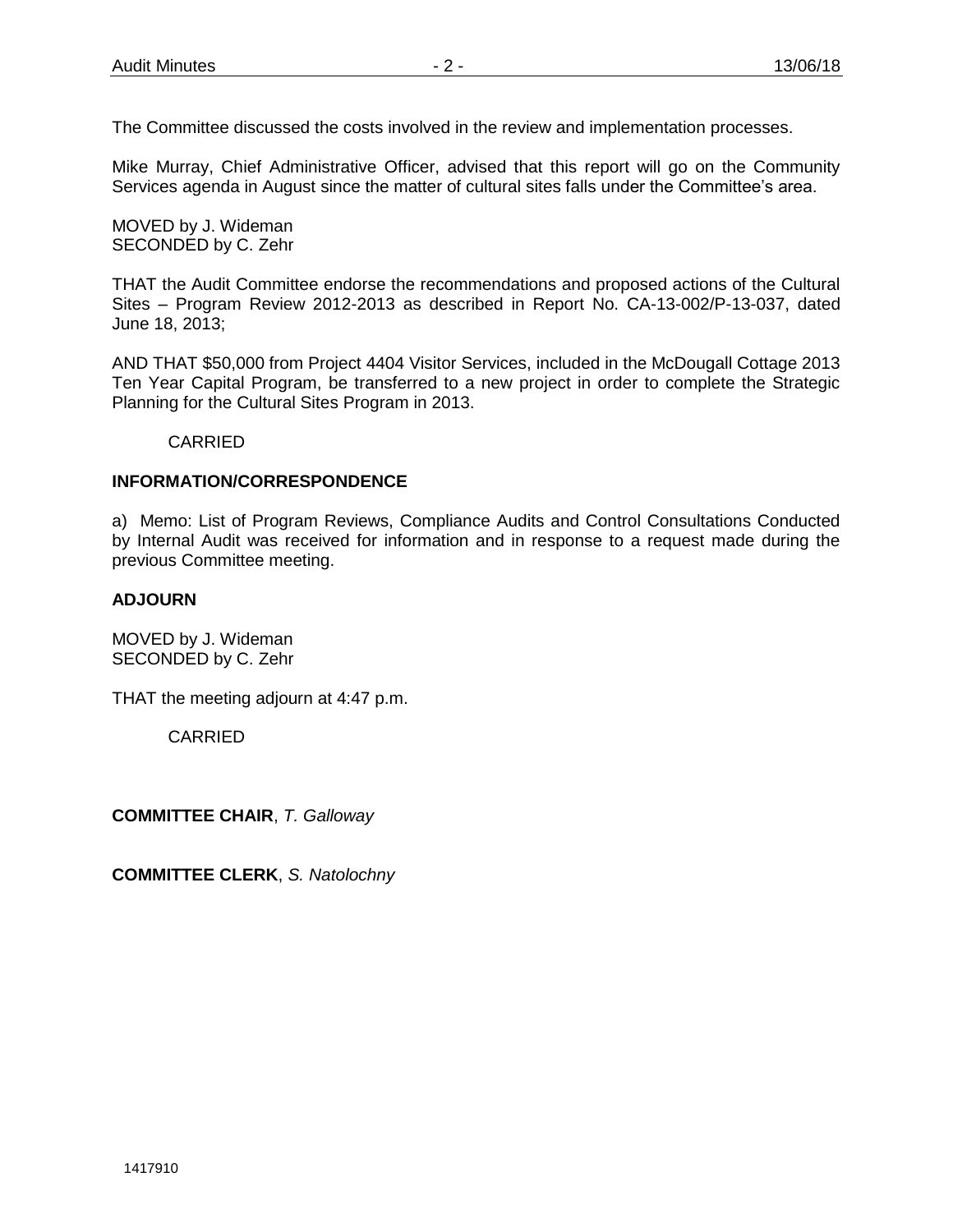The Committee discussed the costs involved in the review and implementation processes.

Mike Murray, Chief Administrative Officer, advised that this report will go on the Community Services agenda in August since the matter of cultural sites falls under the Committee's area.

MOVED by J. Wideman
SECONDED by C. Zehr

THAT the Audit Committee endorse the recommendations and proposed actions of the Cultural Sites – Program Review 2012-2013 as described in Report No. CA-13-002/P-13-037, dated June 18, 2013;

AND THAT $50,000 from Project 4404 Visitor Services, included in the McDougall Cottage 2013 Ten Year Capital Program, be transferred to a new project in order to complete the Strategic Planning for the Cultural Sites Program in 2013.

CARRIED

## INFORMATION/CORRESPONDENCE

a) Memo: List of Program Reviews, Compliance Audits and Control Consultations Conducted by Internal Audit was received for information and in response to a request made during the previous Committee meeting.

## ADJOURN

MOVED by J. Wideman
SECONDED by C. Zehr

THAT the meeting adjourn at 4:47 p.m.

CARRIED

**COMMITTEE CHAIR**, *T. Galloway*

**COMMITTEE CLERK**, *S. Natolochny*

1417910